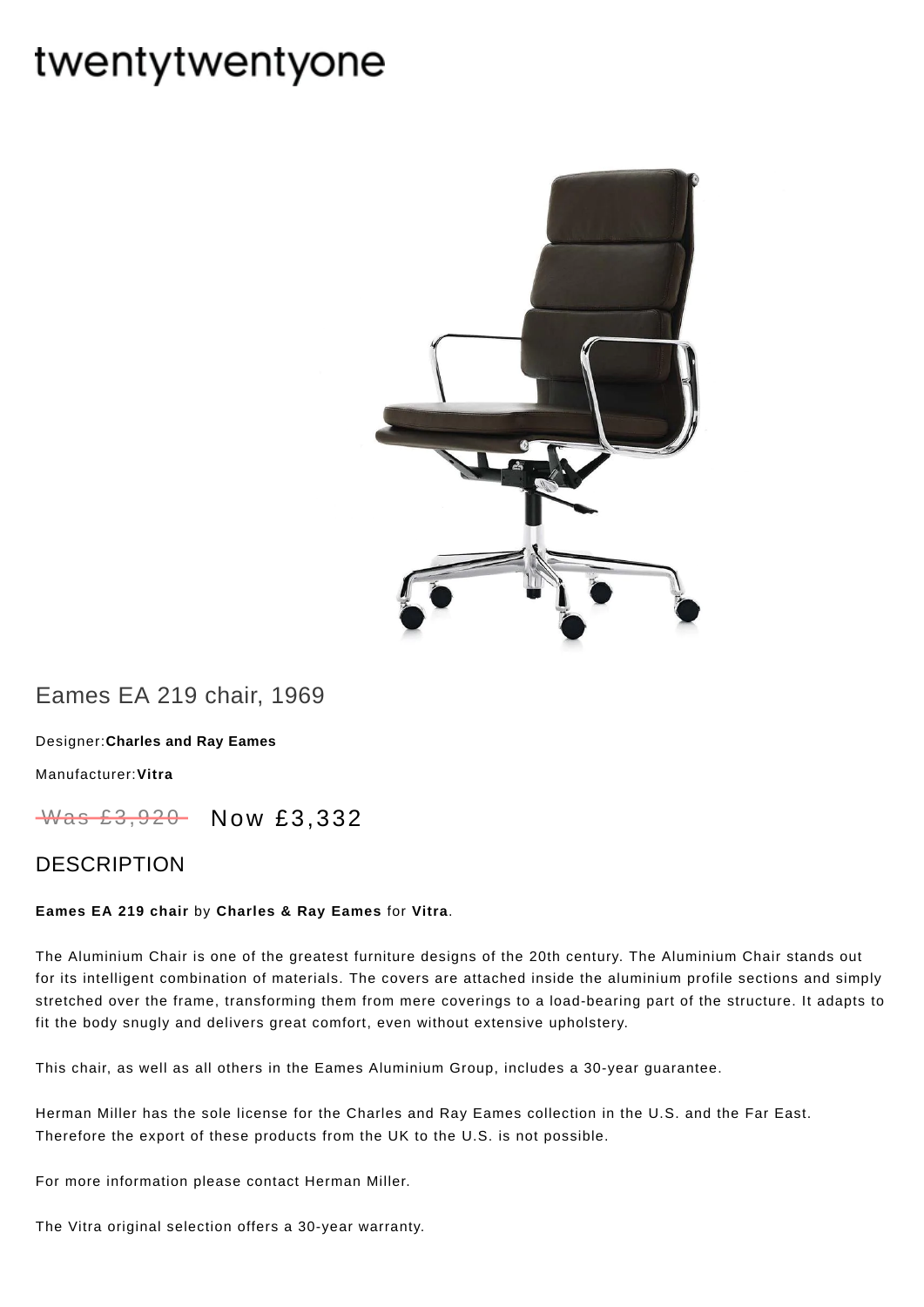# twentytwentyone

## Eames EA 219 chair, 1969

Designer: **Charles and Ray Eames**

Manufacturer: **Vitra**

~~Was £3,920~~ Now £3,332

## DESCRIPTION

**Eames EA 219 chair** by **Charles & Ray Eames** for **Vitra**.

The Aluminium Chair is one of the greatest furniture designs of the 20th century. The Aluminium Chair stands out for its intelligent combination of materials. The covers are attached inside the aluminium profile sections and simply stretched over the frame, transforming them from mere coverings to a load-bearing part of the structure. It adapts to fit the body snugly and delivers great comfort, even without extensive upholstery.

This chair, as well as all others in the Eames Aluminium Group, includes a 30-year guarantee.

Herman Miller has the sole license for the Charles and Ray Eames collection in the U.S. and the Far East. Therefore the export of these products from the UK to the U.S. is not possible.

For more information please contact Herman Miller.

The Vitra original selection offers a 30-year warranty.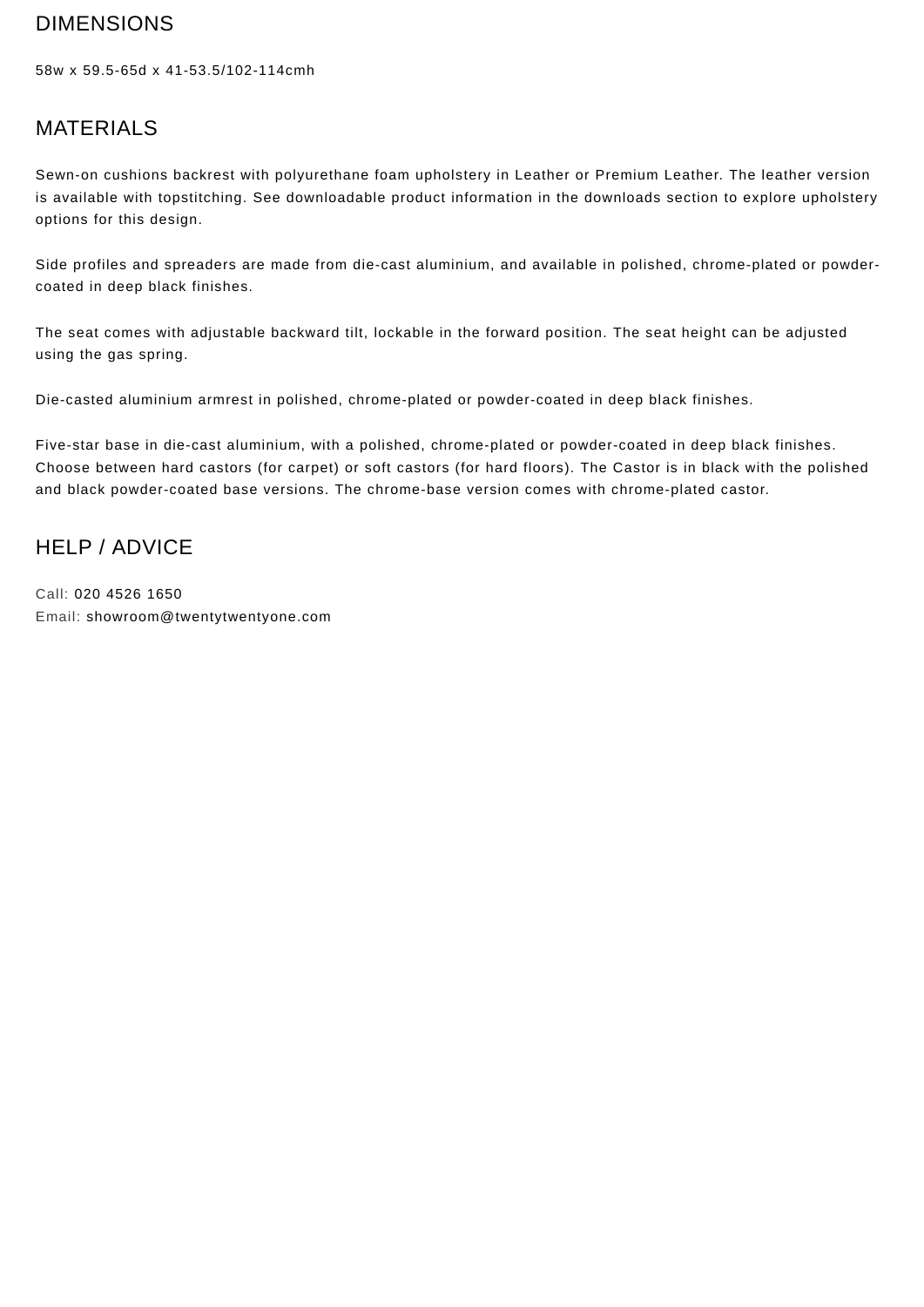## DIMENSIONS

58w x 59.5-65d x 41-53.5/102-114cmh

## MATERIALS

Sewn-on cushions backrest with polyurethane foam upholstery in Leather or Premium Leather. The leather version is available with topstitching. See downloadable product information in the downloads section to explore upholstery options for this design.

Side profiles and spreaders are made from die-cast aluminium, and available in polished, chrome-plated or powder-coated in deep black finishes.

The seat comes with adjustable backward tilt, lockable in the forward position. The seat height can be adjusted using the gas spring.

Die-casted aluminium armrest in polished, chrome-plated or powder-coated in deep black finishes.

Five-star base in die-cast aluminium, with a polished, chrome-plated or powder-coated in deep black finishes. Choose between hard castors (for carpet) or soft castors (for hard floors). The Castor is in black with the polished and black powder-coated base versions. The chrome-base version comes with chrome-plated castor.

## HELP / ADVICE

Call: 020 4526 1650
Email: showroom@twentytwentyone.com